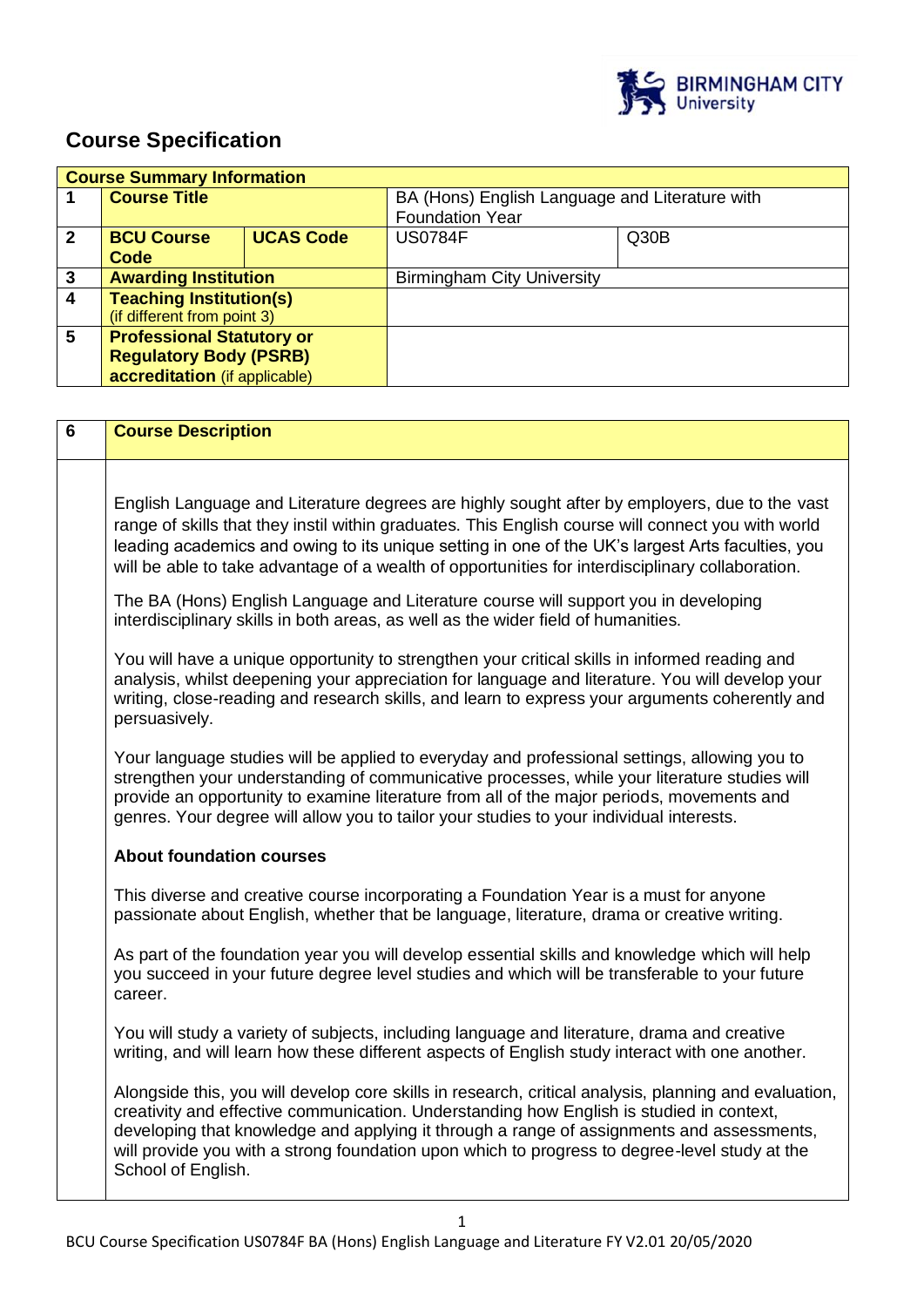# Course Specification

| Course Summary Information | | | |
|---|---|---|---|
| 1 | **Course Title** | BA (Hons) English Language and Literature with Foundation Year | |
| 2 | **BCU Course Code** / **UCAS Code** | US0784F | Q30B |
| 3 | **Awarding Institution** | Birmingham City University | |
| 4 | **Teaching Institution(s)** (if different from point 3) | | |
| 5 | **Professional Statutory or Regulatory Body (PSRB) accreditation** (if applicable) | | |

## 6 Course Description

English Language and Literature degrees are highly sought after by employers, due to the vast range of skills that they instil within graduates. This English course will connect you with world leading academics and owing to its unique setting in one of the UK's largest Arts faculties, you will be able to take advantage of a wealth of opportunities for interdisciplinary collaboration.

The BA (Hons) English Language and Literature course will support you in developing interdisciplinary skills in both areas, as well as the wider field of humanities.

You will have a unique opportunity to strengthen your critical skills in informed reading and analysis, whilst deepening your appreciation for language and literature. You will develop your writing, close-reading and research skills, and learn to express your arguments coherently and persuasively.

Your language studies will be applied to everyday and professional settings, allowing you to strengthen your understanding of communicative processes, while your literature studies will provide an opportunity to examine literature from all of the major periods, movements and genres. Your degree will allow you to tailor your studies to your individual interests.

**About foundation courses**

This diverse and creative course incorporating a Foundation Year is a must for anyone passionate about English, whether that be language, literature, drama or creative writing.

As part of the foundation year you will develop essential skills and knowledge which will help you succeed in your future degree level studies and which will be transferable to your future career.

You will study a variety of subjects, including language and literature, drama and creative writing, and will learn how these different aspects of English study interact with one another.

Alongside this, you will develop core skills in research, critical analysis, planning and evaluation, creativity and effective communication. Understanding how English is studied in context, developing that knowledge and applying it through a range of assignments and assessments, will provide you with a strong foundation upon which to progress to degree-level study at the School of English.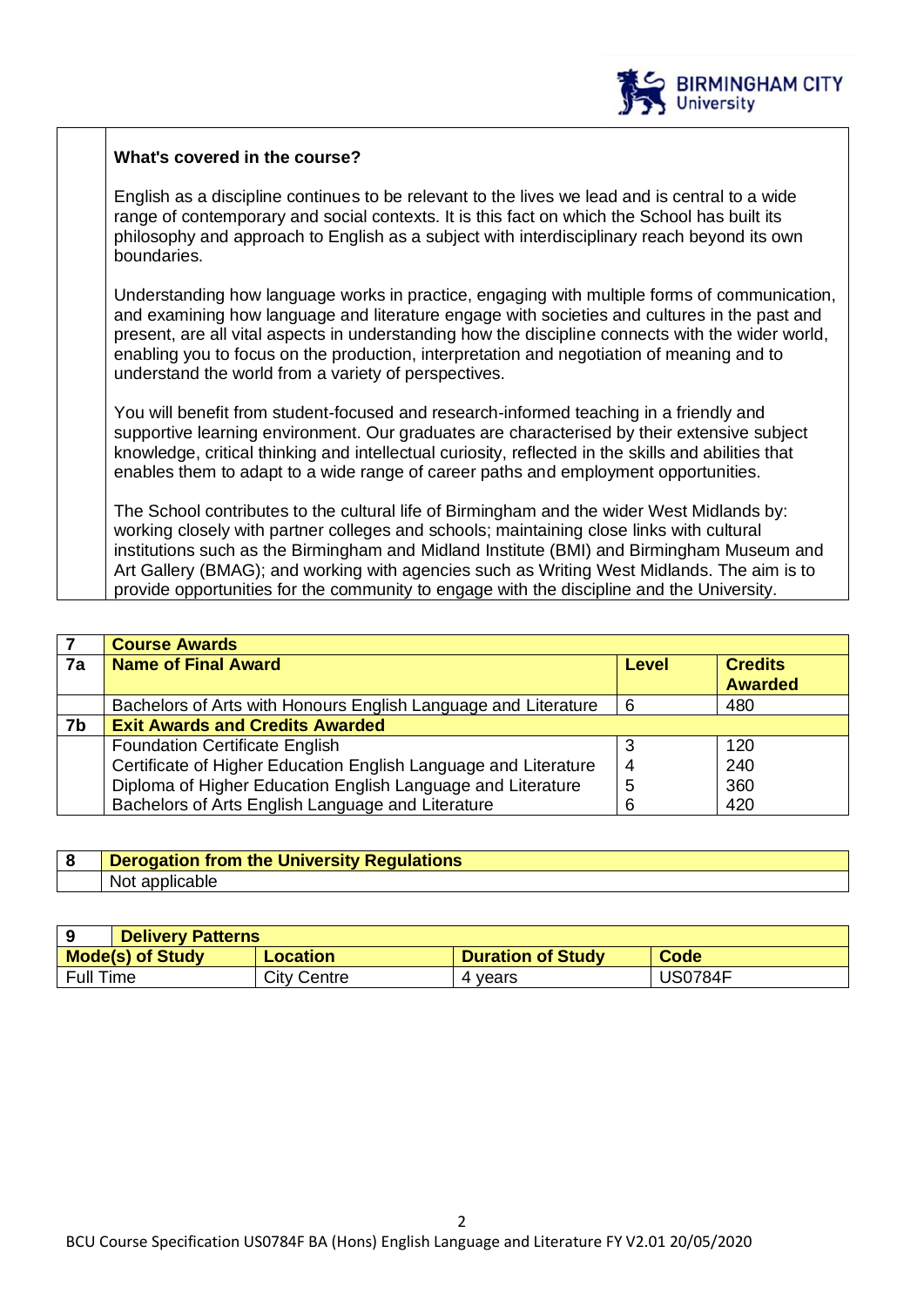**What's covered in the course?**

English as a discipline continues to be relevant to the lives we lead and is central to a wide range of contemporary and social contexts. It is this fact on which the School has built its philosophy and approach to English as a subject with interdisciplinary reach beyond its own boundaries.

Understanding how language works in practice, engaging with multiple forms of communication, and examining how language and literature engage with societies and cultures in the past and present, are all vital aspects in understanding how the discipline connects with the wider world, enabling you to focus on the production, interpretation and negotiation of meaning and to understand the world from a variety of perspectives.

You will benefit from student-focused and research-informed teaching in a friendly and supportive learning environment. Our graduates are characterised by their extensive subject knowledge, critical thinking and intellectual curiosity, reflected in the skills and abilities that enables them to adapt to a wide range of career paths and employment opportunities.

The School contributes to the cultural life of Birmingham and the wider West Midlands by: working closely with partner colleges and schools; maintaining close links with cultural institutions such as the Birmingham and Midland Institute (BMI) and Birmingham Museum and Art Gallery (BMAG); and working with agencies such as Writing West Midlands. The aim is to provide opportunities for the community to engage with the discipline and the University.

| **7** | **Course Awards** | | |
|---|---|---|---|
| **7a** | **Name of Final Award** | **Level** | **Credits Awarded** |
| | Bachelors of Arts with Honours English Language and Literature | 6 | 480 |
| **7b** | **Exit Awards and Credits Awarded** | | |
| | Foundation Certificate English | 3 | 120 |
| | Certificate of Higher Education English Language and Literature | 4 | 240 |
| | Diploma of Higher Education English Language and Literature | 5 | 360 |
| | Bachelors of Arts English Language and Literature | 6 | 420 |

| **8** | **Derogation from the University Regulations** |
|---|---|
| | Not applicable |

| **9** | **Delivery Patterns** | | |
|---|---|---|---|
| **Mode(s) of Study** | **Location** | **Duration of Study** | **Code** |
| Full Time | City Centre | 4 years | US0784F |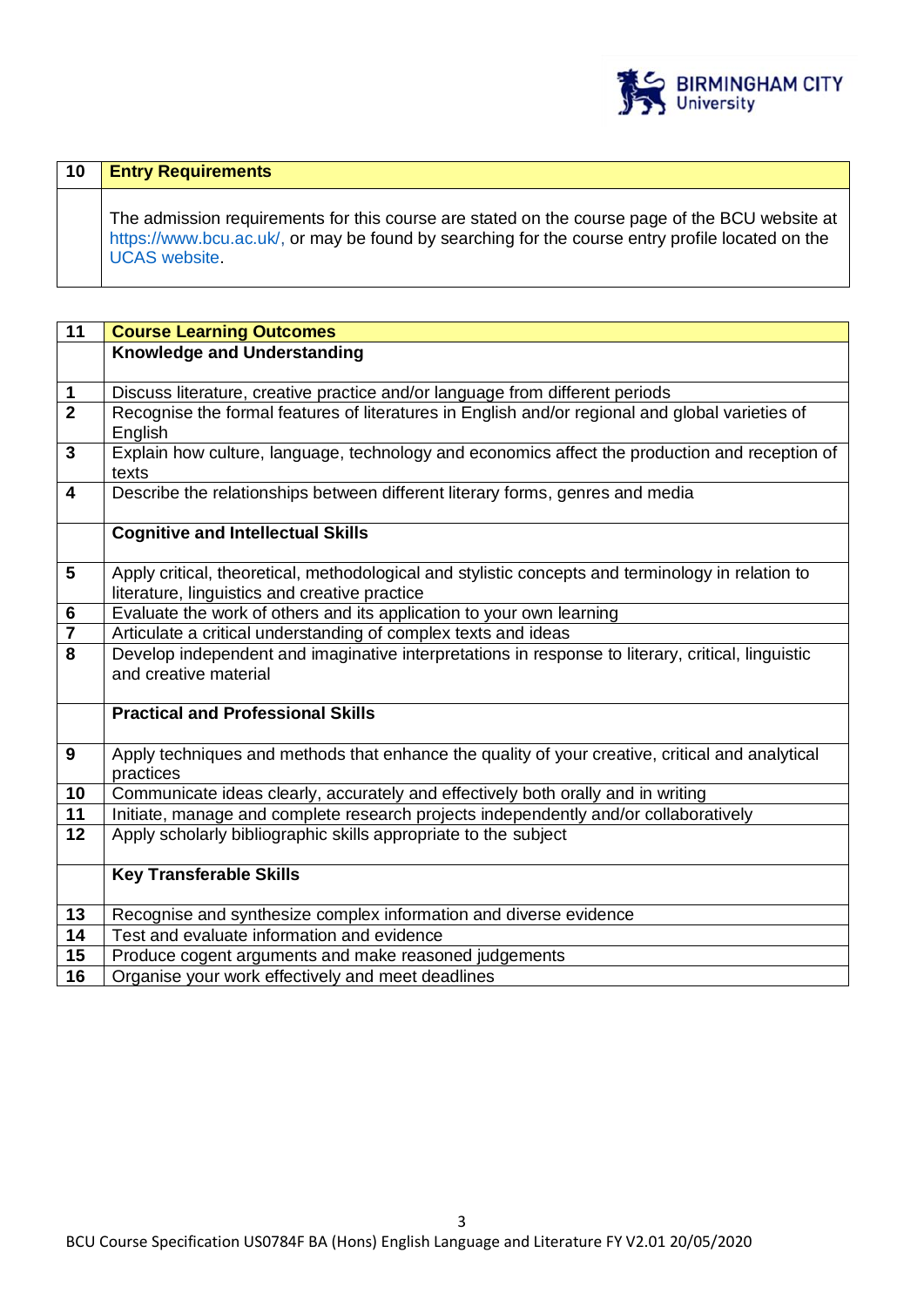| 10 | **Entry Requirements** |
|---|---|
| | The admission requirements for this course are stated on the course page of the BCU website at https://www.bcu.ac.uk/, or may be found by searching for the course entry profile located on the UCAS website. |

| 11 | **Course Learning Outcomes** |
|---|---|
| | **Knowledge and Understanding** |
| **1** | Discuss literature, creative practice and/or language from different periods |
| **2** | Recognise the formal features of literatures in English and/or regional and global varieties of English |
| **3** | Explain how culture, language, technology and economics affect the production and reception of texts |
| **4** | Describe the relationships between different literary forms, genres and media |
| | **Cognitive and Intellectual Skills** |
| **5** | Apply critical, theoretical, methodological and stylistic concepts and terminology in relation to literature, linguistics and creative practice |
| **6** | Evaluate the work of others and its application to your own learning |
| **7** | Articulate a critical understanding of complex texts and ideas |
| **8** | Develop independent and imaginative interpretations in response to literary, critical, linguistic and creative material |
| | **Practical and Professional Skills** |
| **9** | Apply techniques and methods that enhance the quality of your creative, critical and analytical practices |
| **10** | Communicate ideas clearly, accurately and effectively both orally and in writing |
| **11** | Initiate, manage and complete research projects independently and/or collaboratively |
| **12** | Apply scholarly bibliographic skills appropriate to the subject |
| | **Key Transferable Skills** |
| **13** | Recognise and synthesize complex information and diverse evidence |
| **14** | Test and evaluate information and evidence |
| **15** | Produce cogent arguments and make reasoned judgements |
| **16** | Organise your work effectively and meet deadlines |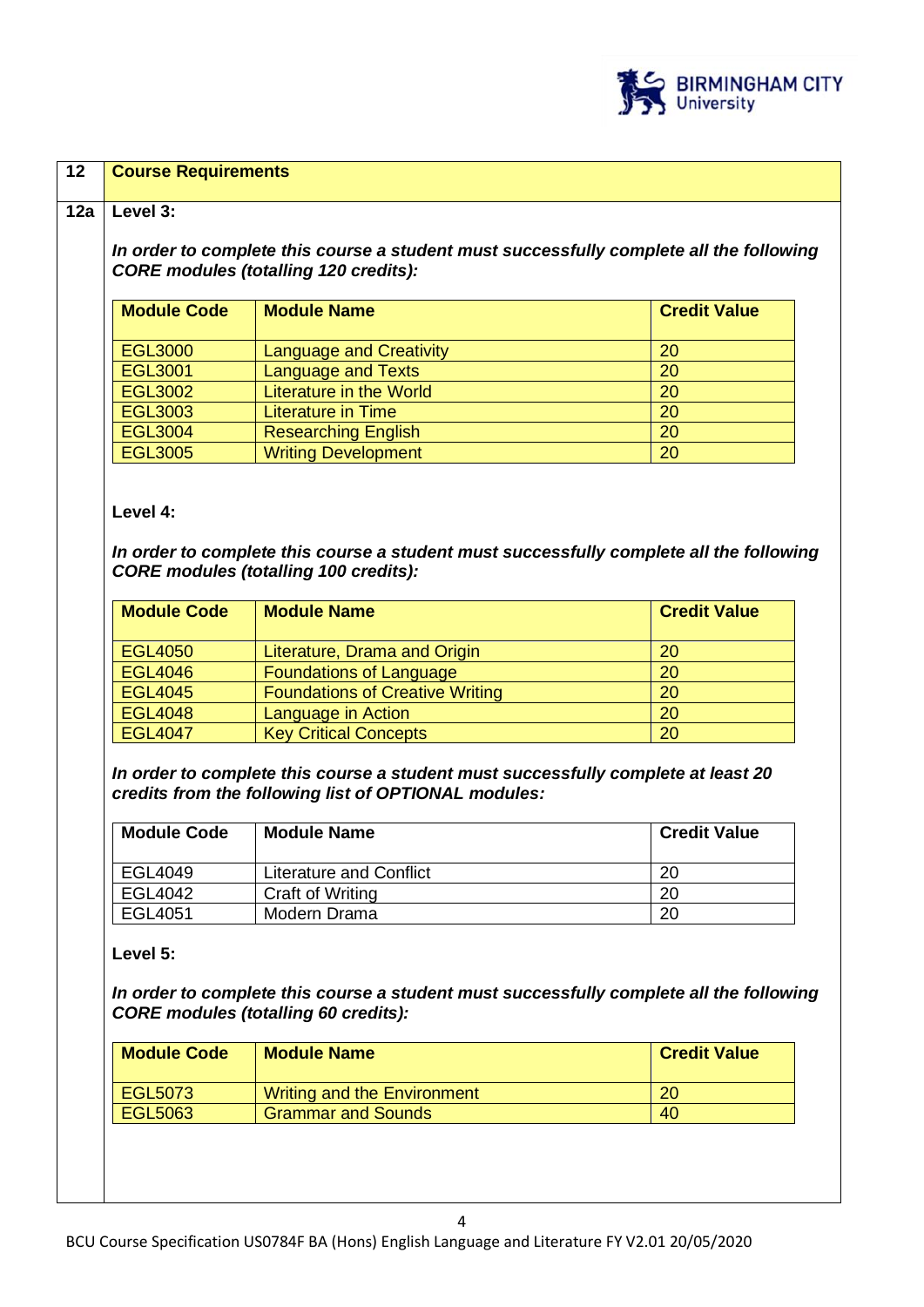## 12 Course Requirements

### 12a Level 3:

***In order to complete this course a student must successfully complete all the following CORE modules (totalling 120 credits):***

| Module Code | Module Name | Credit Value |
|---|---|---|
| EGL3000 | Language and Creativity | 20 |
| EGL3001 | Language and Texts | 20 |
| EGL3002 | Literature in the World | 20 |
| EGL3003 | Literature in Time | 20 |
| EGL3004 | Researching English | 20 |
| EGL3005 | Writing Development | 20 |

**Level 4:**

***In order to complete this course a student must successfully complete all the following CORE modules (totalling 100 credits):***

| Module Code | Module Name | Credit Value |
|---|---|---|
| EGL4050 | Literature, Drama and Origin | 20 |
| EGL4046 | Foundations of Language | 20 |
| EGL4045 | Foundations of Creative Writing | 20 |
| EGL4048 | Language in Action | 20 |
| EGL4047 | Key Critical Concepts | 20 |

***In order to complete this course a student must successfully complete at least 20 credits from the following list of OPTIONAL modules:***

| Module Code | Module Name | Credit Value |
|---|---|---|
| EGL4049 | Literature and Conflict | 20 |
| EGL4042 | Craft of Writing | 20 |
| EGL4051 | Modern Drama | 20 |

**Level 5:**

***In order to complete this course a student must successfully complete all the following CORE modules (totalling 60 credits):***

| Module Code | Module Name | Credit Value |
|---|---|---|
| EGL5073 | Writing and the Environment | 20 |
| EGL5063 | Grammar and Sounds | 40 |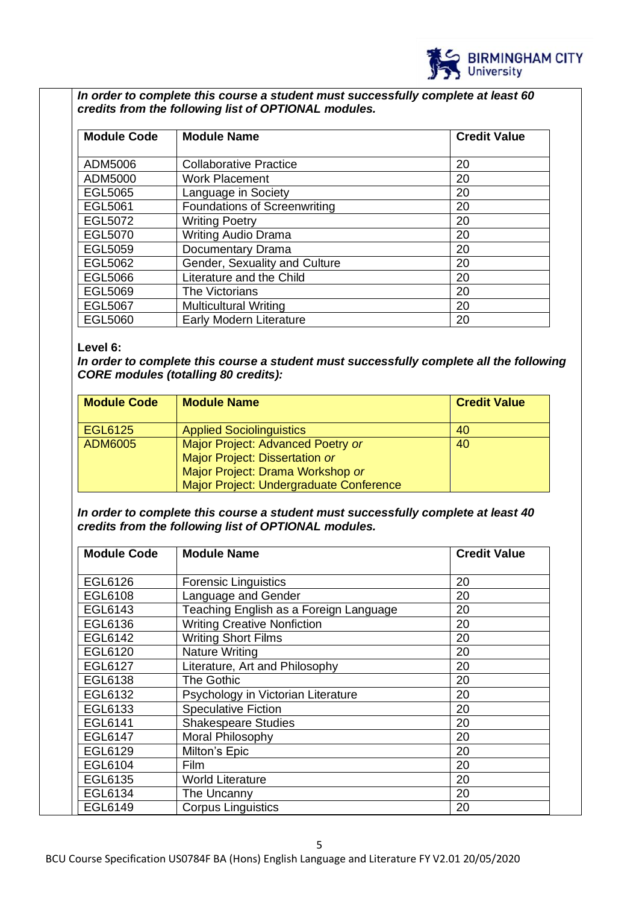***In order to complete this course a student must successfully complete at least 60 credits from the following list of OPTIONAL modules.***

| Module Code | Module Name | Credit Value |
|---|---|---|
| ADM5006 | Collaborative Practice | 20 |
| ADM5000 | Work Placement | 20 |
| EGL5065 | Language in Society | 20 |
| EGL5061 | Foundations of Screenwriting | 20 |
| EGL5072 | Writing Poetry | 20 |
| EGL5070 | Writing Audio Drama | 20 |
| EGL5059 | Documentary Drama | 20 |
| EGL5062 | Gender, Sexuality and Culture | 20 |
| EGL5066 | Literature and the Child | 20 |
| EGL5069 | The Victorians | 20 |
| EGL5067 | Multicultural Writing | 20 |
| EGL5060 | Early Modern Literature | 20 |

**Level 6:**

***In order to complete this course a student must successfully complete all the following CORE modules (totalling 80 credits):***

| Module Code | Module Name | Credit Value |
|---|---|---|
| EGL6125 | Applied Sociolinguistics | 40 |
| ADM6005 | Major Project: Advanced Poetry *or*<br>Major Project: Dissertation *or*<br>Major Project: Drama Workshop *or*<br>Major Project: Undergraduate Conference | 40 |

***In order to complete this course a student must successfully complete at least 40 credits from the following list of OPTIONAL modules.***

| Module Code | Module Name | Credit Value |
|---|---|---|
| EGL6126 | Forensic Linguistics | 20 |
| EGL6108 | Language and Gender | 20 |
| EGL6143 | Teaching English as a Foreign Language | 20 |
| EGL6136 | Writing Creative Nonfiction | 20 |
| EGL6142 | Writing Short Films | 20 |
| EGL6120 | Nature Writing | 20 |
| EGL6127 | Literature, Art and Philosophy | 20 |
| EGL6138 | The Gothic | 20 |
| EGL6132 | Psychology in Victorian Literature | 20 |
| EGL6133 | Speculative Fiction | 20 |
| EGL6141 | Shakespeare Studies | 20 |
| EGL6147 | Moral Philosophy | 20 |
| EGL6129 | Milton's Epic | 20 |
| EGL6104 | Film | 20 |
| EGL6135 | World Literature | 20 |
| EGL6134 | The Uncanny | 20 |
| EGL6149 | Corpus Linguistics | 20 |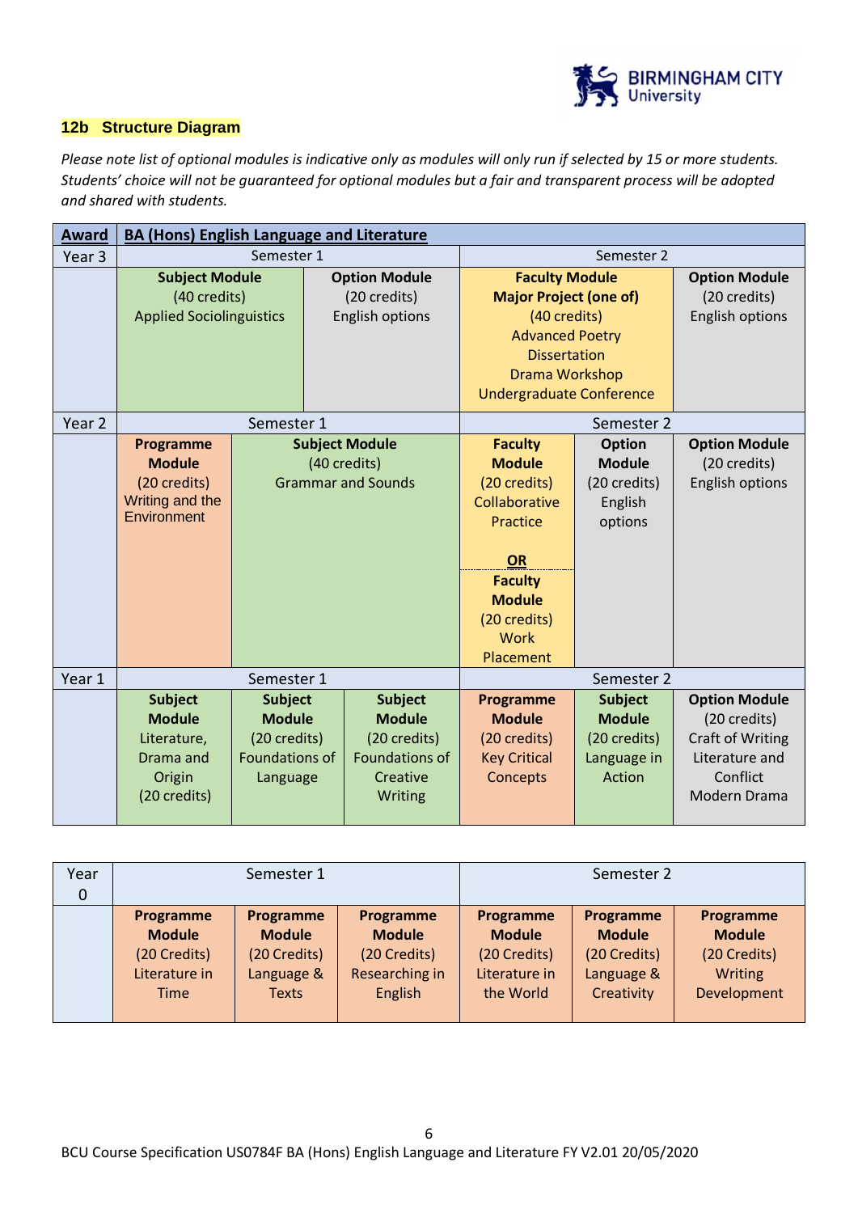## 12b Structure Diagram

*Please note list of optional modules is indicative only as modules will only run if selected by 15 or more students. Students' choice will not be guaranteed for optional modules but a fair and transparent process will be adopted and shared with students.*

| **Award** | **BA (Hons) English Language and Literature** | | | | | |
|---|---|---|---|---|---|---|
| Year 3 | Semester 1 | | | Semester 2 | | |
| | **Subject Module** (40 credits) Applied Sociolinguistics | | **Option Module** (20 credits) English options | **Faculty Module** **Major Project (one of)** (40 credits) Advanced Poetry Dissertation Drama Workshop Undergraduate Conference | | **Option Module** (20 credits) English options |
| Year 2 | Semester 1 | | | Semester 2 | | |
| | **Programme Module** (20 credits) Writing and the Environment | **Subject Module** (40 credits) Grammar and Sounds | | **Faculty Module** (20 credits) Collaborative Practice **OR** **Faculty Module** (20 credits) Work Placement | **Option Module** (20 credits) English options | **Option Module** (20 credits) English options |
| Year 1 | Semester 1 | | | Semester 2 | | |
| | **Subject Module** Literature, Drama and Origin (20 credits) | **Subject Module** (20 credits) Foundations of Language | **Subject Module** (20 credits) Foundations of Creative Writing | **Programme Module** (20 credits) Key Critical Concepts | **Subject Module** (20 credits) Language in Action | **Option Module** (20 credits) Craft of Writing Literature and Conflict Modern Drama |

| Year 0 | Semester 1 | | | Semester 2 | | |
|---|---|---|---|---|---|---|
| | **Programme Module** (20 Credits) Literature in Time | **Programme Module** (20 Credits) Language & Texts | **Programme Module** (20 Credits) Researching in English | **Programme Module** (20 Credits) Literature in the World | **Programme Module** (20 Credits) Language & Creativity | **Programme Module** (20 Credits) Writing Development |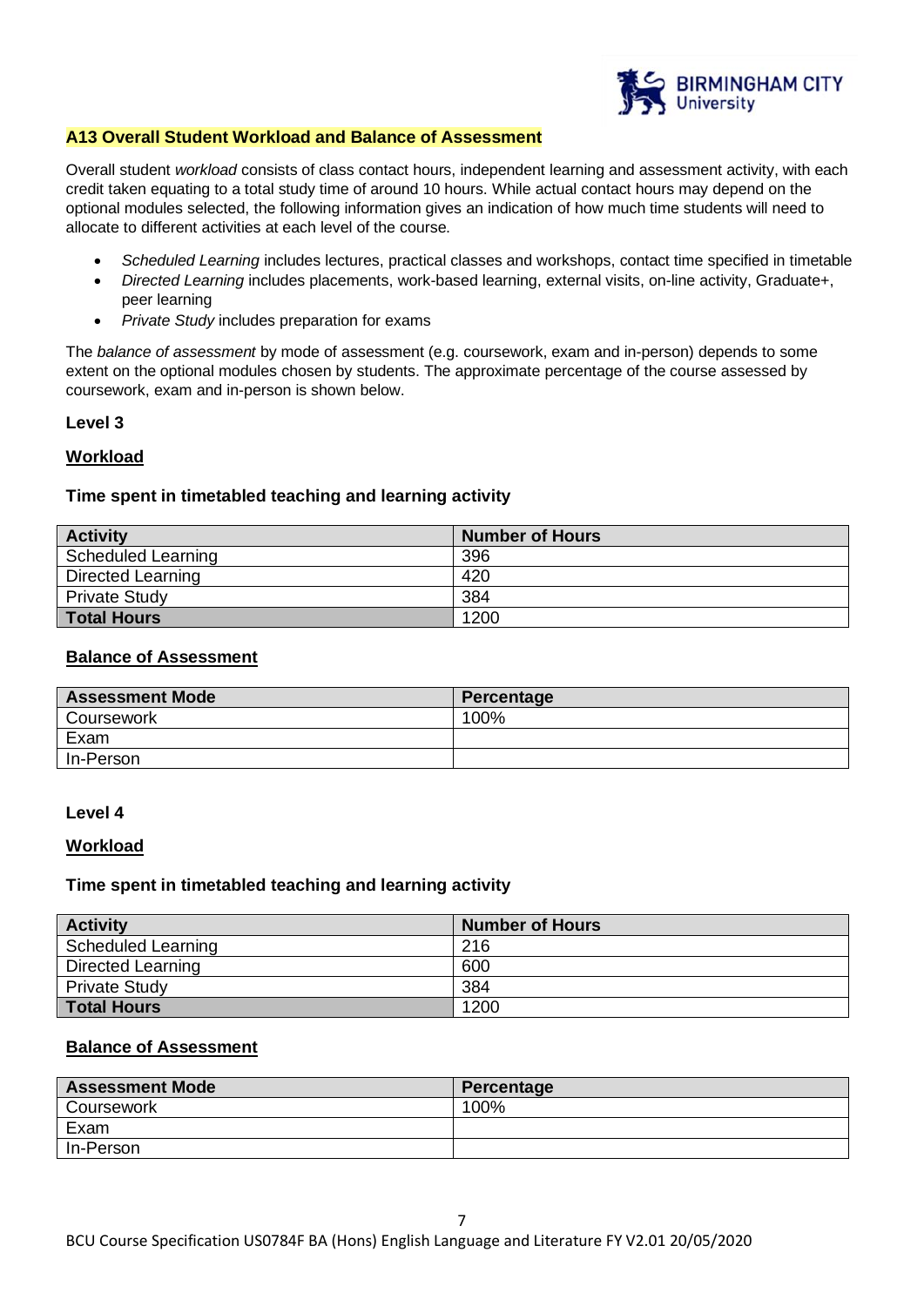## A13 Overall Student Workload and Balance of Assessment

Overall student *workload* consists of class contact hours, independent learning and assessment activity, with each credit taken equating to a total study time of around 10 hours. While actual contact hours may depend on the optional modules selected, the following information gives an indication of how much time students will need to allocate to different activities at each level of the course.

- *Scheduled Learning* includes lectures, practical classes and workshops, contact time specified in timetable
- *Directed Learning* includes placements, work-based learning, external visits, on-line activity, Graduate+, peer learning
- *Private Study* includes preparation for exams

The *balance of assessment* by mode of assessment (e.g. coursework, exam and in-person) depends to some extent on the optional modules chosen by students. The approximate percentage of the course assessed by coursework, exam and in-person is shown below.

**Level 3**

**Workload**

**Time spent in timetabled teaching and learning activity**

| Activity | Number of Hours |
|---|---|
| Scheduled Learning | 396 |
| Directed Learning | 420 |
| Private Study | 384 |
| **Total Hours** | 1200 |

**Balance of Assessment**

| Assessment Mode | Percentage |
|---|---|
| Coursework | 100% |
| Exam | |
| In-Person | |

**Level 4**

**Workload**

**Time spent in timetabled teaching and learning activity**

| Activity | Number of Hours |
|---|---|
| Scheduled Learning | 216 |
| Directed Learning | 600 |
| Private Study | 384 |
| **Total Hours** | 1200 |

**Balance of Assessment**

| Assessment Mode | Percentage |
|---|---|
| Coursework | 100% |
| Exam | |
| In-Person | |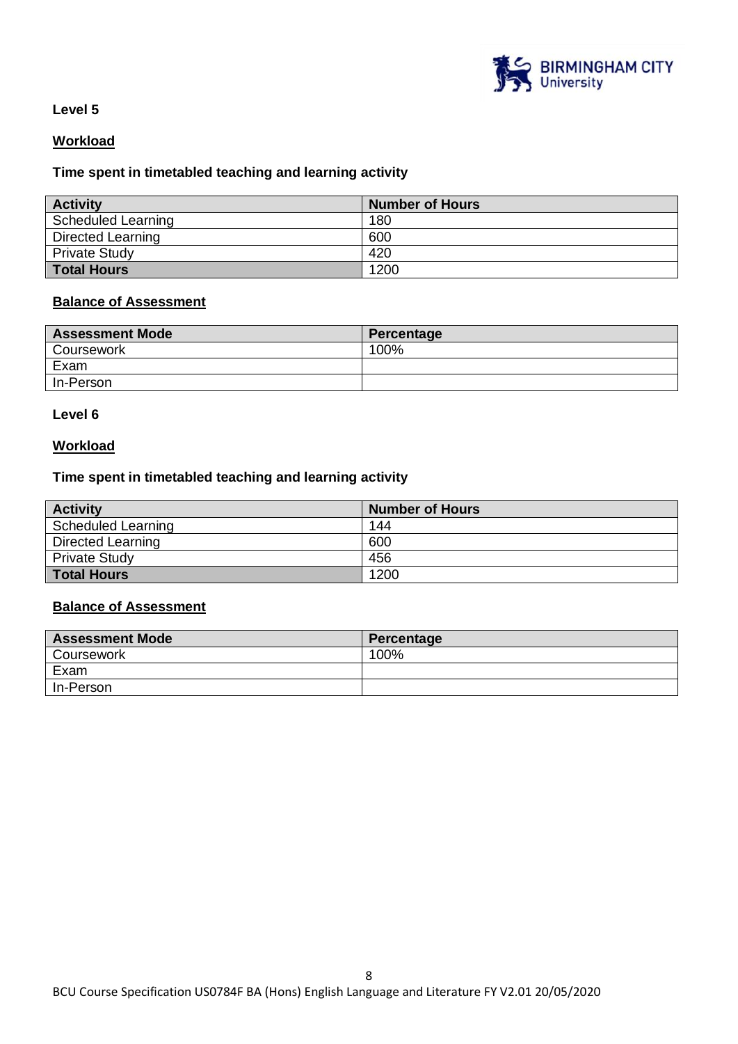**Level 5**

**Workload**

**Time spent in timetabled teaching and learning activity**

| Activity | Number of Hours |
|---|---|
| Scheduled Learning | 180 |
| Directed Learning | 600 |
| Private Study | 420 |
| **Total Hours** | 1200 |

**Balance of Assessment**

| Assessment Mode | Percentage |
|---|---|
| Coursework | 100% |
| Exam | |
| In-Person | |

**Level 6**

**Workload**

**Time spent in timetabled teaching and learning activity**

| Activity | Number of Hours |
|---|---|
| Scheduled Learning | 144 |
| Directed Learning | 600 |
| Private Study | 456 |
| **Total Hours** | 1200 |

**Balance of Assessment**

| Assessment Mode | Percentage |
|---|---|
| Coursework | 100% |
| Exam | |
| In-Person | |